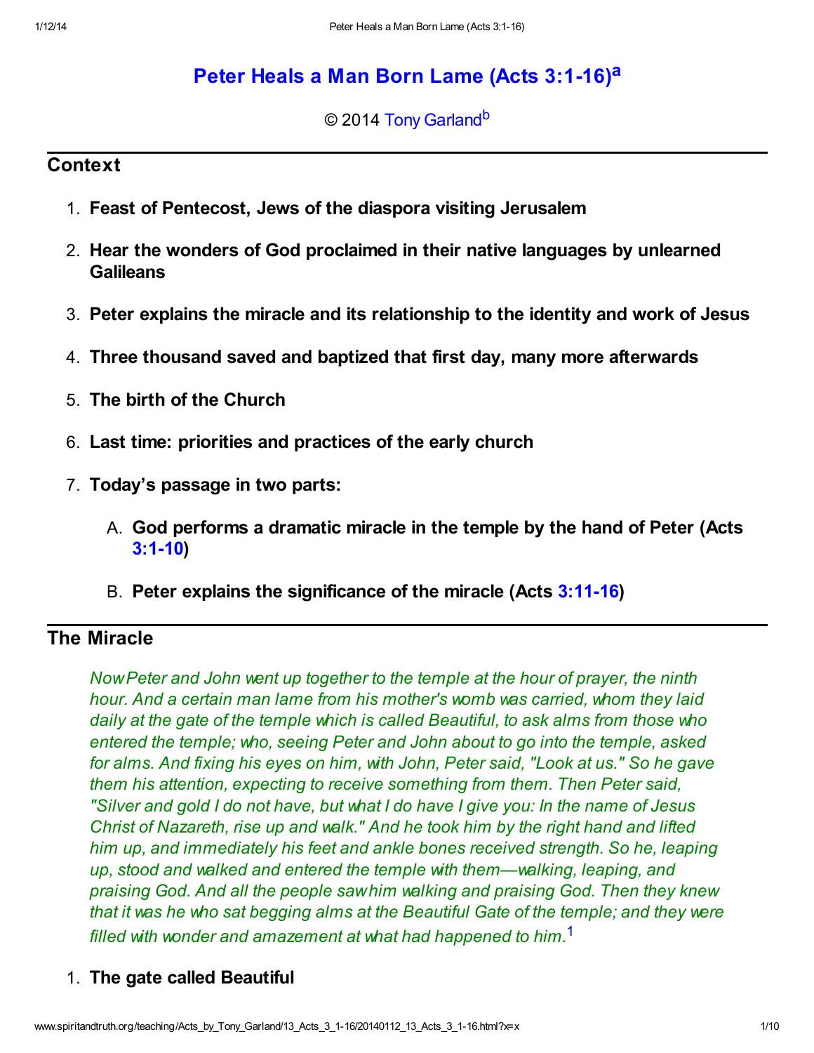# Peter Heals a Man Born Lame (Acts 3:1-16)[a]

© 2014 Tony Garland[b]

## Context

1. **Feast of Pentecost, Jews of the diaspora visiting Jerusalem**
2. **Hear the wonders of God proclaimed in their native languages by unlearned Galileans**
3. **Peter explains the miracle and its relationship to the identity and work of Jesus**
4. **Three thousand saved and baptized that first day, many more afterwards**
5. **The birth of the Church**
6. **Last time: priorities and practices of the early church**
7. **Today's passage in two parts:**
   A. **God performs a dramatic miracle in the temple by the hand of Peter (Acts 3:1-10)**
   B. **Peter explains the significance of the miracle (Acts 3:11-16)**

## The Miracle

*Now Peter and John went up together to the temple at the hour of prayer, the ninth hour. And a certain man lame from his mother's womb was carried, whom they laid daily at the gate of the temple which is called Beautiful, to ask alms from those who entered the temple; who, seeing Peter and John about to go into the temple, asked for alms. And fixing his eyes on him, with John, Peter said, "Look at us." So he gave them his attention, expecting to receive something from them. Then Peter said, "Silver and gold I do not have, but what I do have I give you: In the name of Jesus Christ of Nazareth, rise up and walk." And he took him by the right hand and lifted him up, and immediately his feet and ankle bones received strength. So he, leaping up, stood and walked and entered the temple with them—walking, leaping, and praising God. And all the people saw him walking and praising God. Then they knew that it was he who sat begging alms at the Beautiful Gate of the temple; and they were filled with wonder and amazement at what had happened to him.*[1]

1. **The gate called Beautiful**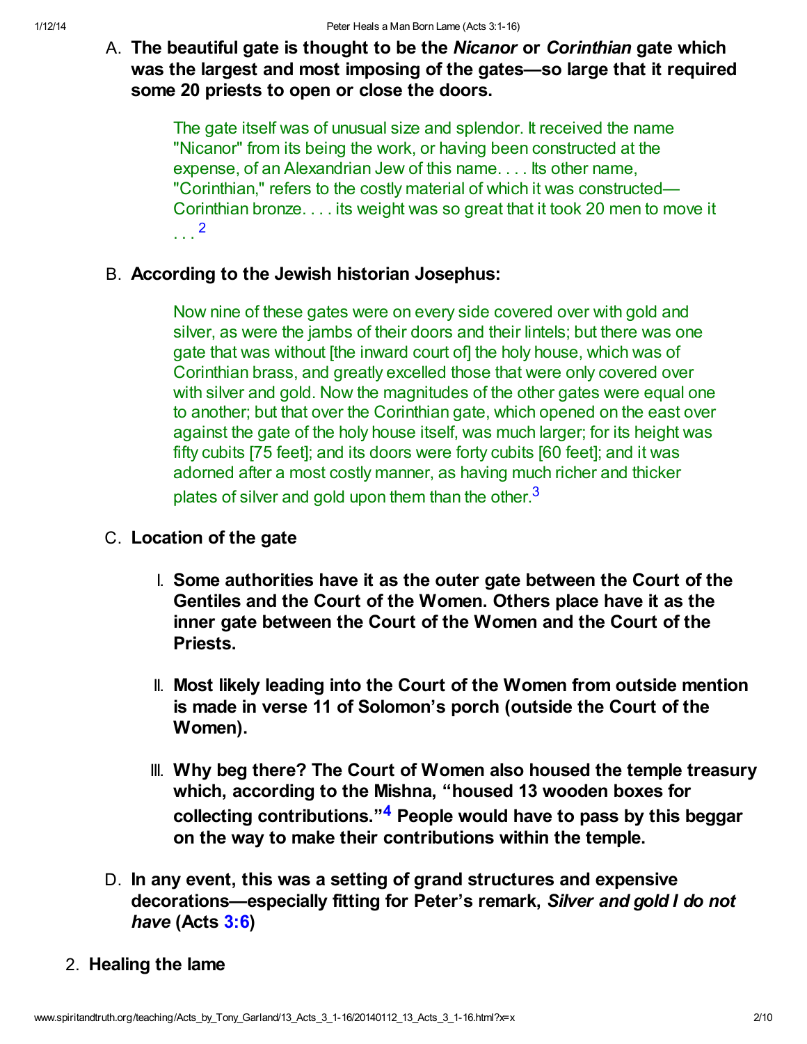A. **The beautiful gate is thought to be the *Nicanor* or *Corinthian* gate which was the largest and most imposing of the gates—so large that it required some 20 priests to open or close the doors.**

> The gate itself was of unusual size and splendor. It received the name "Nicanor" from its being the work, or having been constructed at the expense, of an Alexandrian Jew of this name. . . . Its other name, "Corinthian," refers to the costly material of which it was constructed—Corinthian bronze. . . . its weight was so great that it took 20 men to move it . . .[2]

B. **According to the Jewish historian Josephus:**

> Now nine of these gates were on every side covered over with gold and silver, as were the jambs of their doors and their lintels; but there was one gate that was without [the inward court of] the holy house, which was of Corinthian brass, and greatly excelled those that were only covered over with silver and gold. Now the magnitudes of the other gates were equal one to another; but that over the Corinthian gate, which opened on the east over against the gate of the holy house itself, was much larger; for its height was fifty cubits [75 feet]; and its doors were forty cubits [60 feet]; and it was adorned after a most costly manner, as having much richer and thicker plates of silver and gold upon them than the other.[3]

C. **Location of the gate**

   I. **Some authorities have it as the outer gate between the Court of the Gentiles and the Court of the Women. Others place have it as the inner gate between the Court of the Women and the Court of the Priests.**

   II. **Most likely leading into the Court of the Women from outside mention is made in verse 11 of Solomon's porch (outside the Court of the Women).**

   III. **Why beg there? The Court of Women also housed the temple treasury which, according to the Mishna, "housed 13 wooden boxes for collecting contributions."[4] People would have to pass by this beggar on the way to make their contributions within the temple.**

D. **In any event, this was a setting of grand structures and expensive decorations—especially fitting for Peter's remark, *Silver and gold I do not have* (Acts 3:6)**

2. **Healing the lame**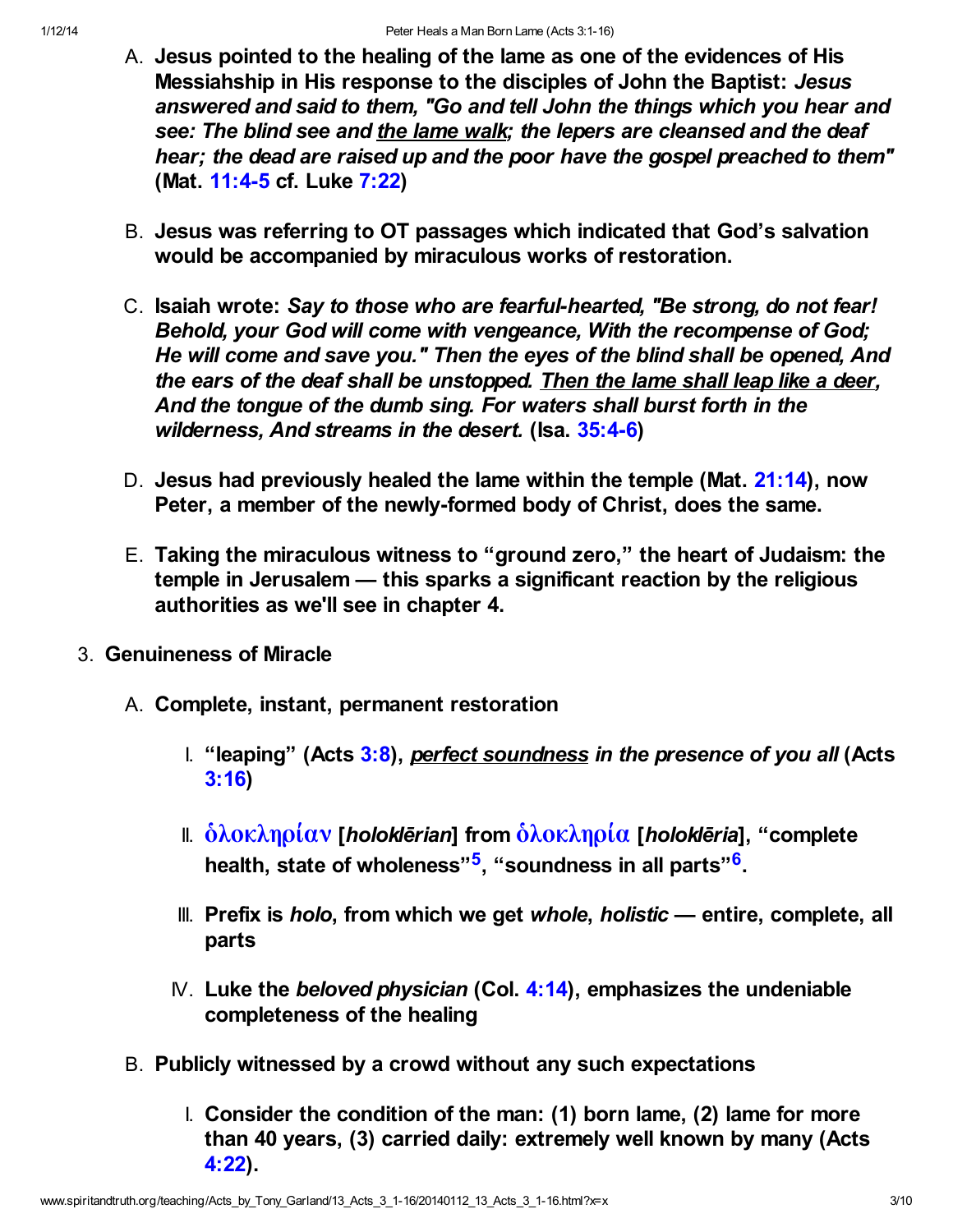A. **Jesus pointed to the healing of the lame as one of the evidences of His Messiahship in His response to the disciples of John the Baptist:** ***Jesus answered and said to them, "Go and tell John the things which you hear and see: The blind see and <u>the lame walk</u>; the lepers are cleansed and the deaf hear; the dead are raised up and the poor have the gospel preached to them"*** **(Mat. 11:4-5 cf. Luke 7:22)**

B. **Jesus was referring to OT passages which indicated that God's salvation would be accompanied by miraculous works of restoration.**

C. **Isaiah wrote:** ***Say to those who are fearful-hearted, "Be strong, do not fear! Behold, your God will come with vengeance, With the recompense of God; He will come and save you." Then the eyes of the blind shall be opened, And the ears of the deaf shall be unstopped. <u>Then the lame shall leap like a deer</u>, And the tongue of the dumb sing. For waters shall burst forth in the wilderness, And streams in the desert.*** **(Isa. 35:4-6)**

D. **Jesus had previously healed the lame within the temple (Mat. 21:14), now Peter, a member of the newly-formed body of Christ, does the same.**

E. **Taking the miraculous witness to "ground zero," the heart of Judaism: the temple in Jerusalem — this sparks a significant reaction by the religious authorities as we'll see in chapter 4.**

3. **Genuineness of Miracle**

   A. **Complete, instant, permanent restoration**

      I. **"leaping" (Acts 3:8),** ***<u>perfect soundness</u> in the presence of you all*** **(Acts 3:16)**

      II. **ὁλοκληρίαν [*holoklērian*] from ὁλοκληρία [*holoklēria*], "complete health, state of wholeness"[5], "soundness in all parts"[6].**

      III. **Prefix is *holo*, from which we get *whole*, *holistic* — entire, complete, all parts**

      IV. **Luke the *beloved physician* (Col. 4:14), emphasizes the undeniable completeness of the healing**

   B. **Publicly witnessed by a crowd without any such expectations**

      I. **Consider the condition of the man: (1) born lame, (2) lame for more than 40 years, (3) carried daily: extremely well known by many (Acts 4:22).**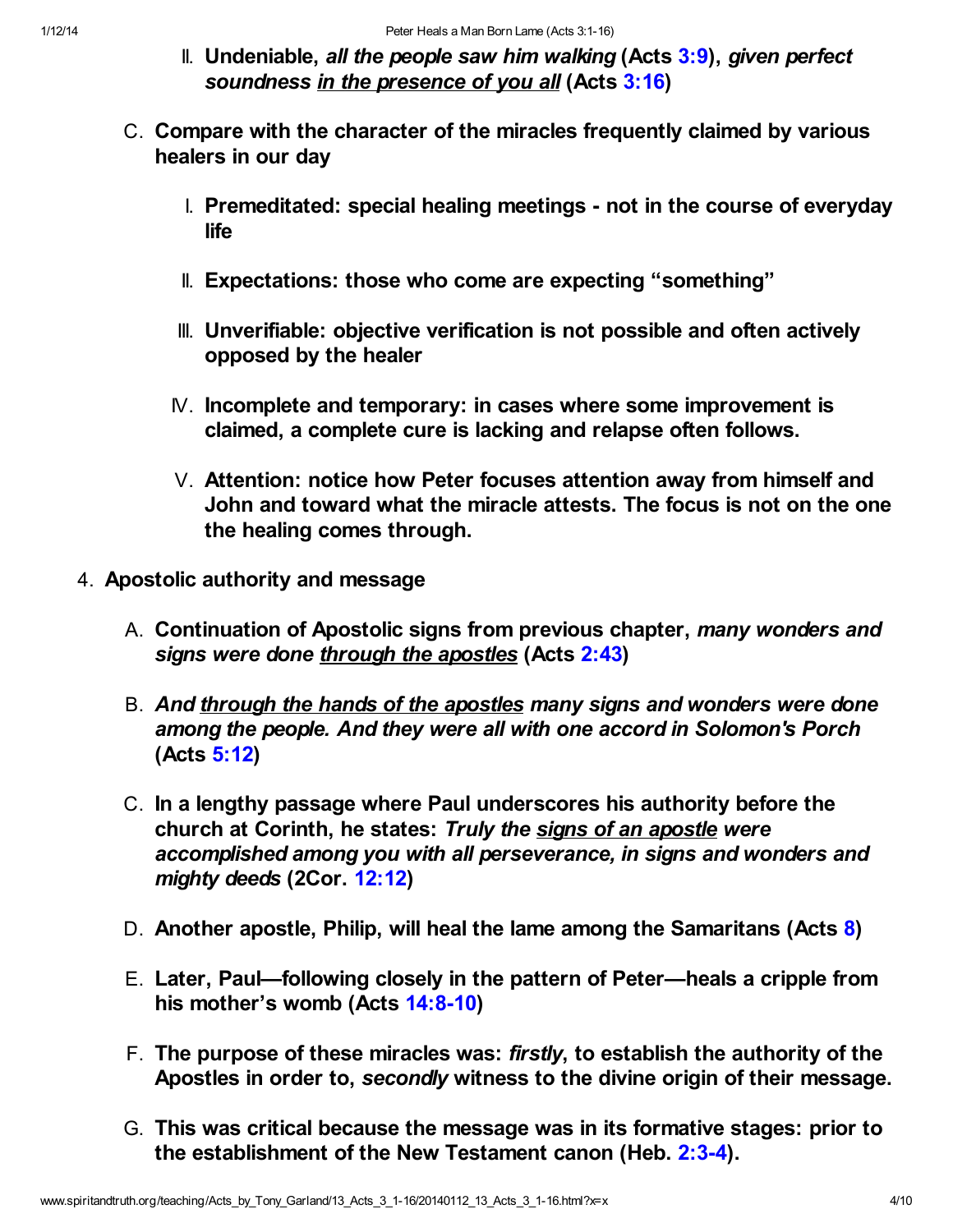II. **Undeniable, *all the people saw him walking* (Acts 3:9), *given perfect soundness <u>in the presence of you all</u>* (Acts 3:16)**

C. **Compare with the character of the miracles frequently claimed by various healers in our day**

   I. **Premeditated: special healing meetings - not in the course of everyday life**

   II. **Expectations: those who come are expecting "something"**

   III. **Unverifiable: objective verification is not possible and often actively opposed by the healer**

   IV. **Incomplete and temporary: in cases where some improvement is claimed, a complete cure is lacking and relapse often follows.**

   V. **Attention: notice how Peter focuses attention away from himself and John and toward what the miracle attests. The focus is not on the one the healing comes through.**

4. **Apostolic authority and message**

   A. **Continuation of Apostolic signs from previous chapter, *many wonders and signs were done <u>through the apostles</u>* (Acts 2:43)**

   B. ***And <u>through the hands of the apostles</u> many signs and wonders were done among the people. And they were all with one accord in Solomon's Porch* (Acts 5:12)**

   C. **In a lengthy passage where Paul underscores his authority before the church at Corinth, he states: *Truly the <u>signs of an apostle</u> were accomplished among you with all perseverance, in signs and wonders and mighty deeds* (2Cor. 12:12)**

   D. **Another apostle, Philip, will heal the lame among the Samaritans (Acts 8)**

   E. **Later, Paul—following closely in the pattern of Peter—heals a cripple from his mother's womb (Acts 14:8-10)**

   F. **The purpose of these miracles was: *firstly*, to establish the authority of the Apostles in order to, *secondly* witness to the divine origin of their message.**

   G. **This was critical because the message was in its formative stages: prior to the establishment of the New Testament canon (Heb. 2:3-4).**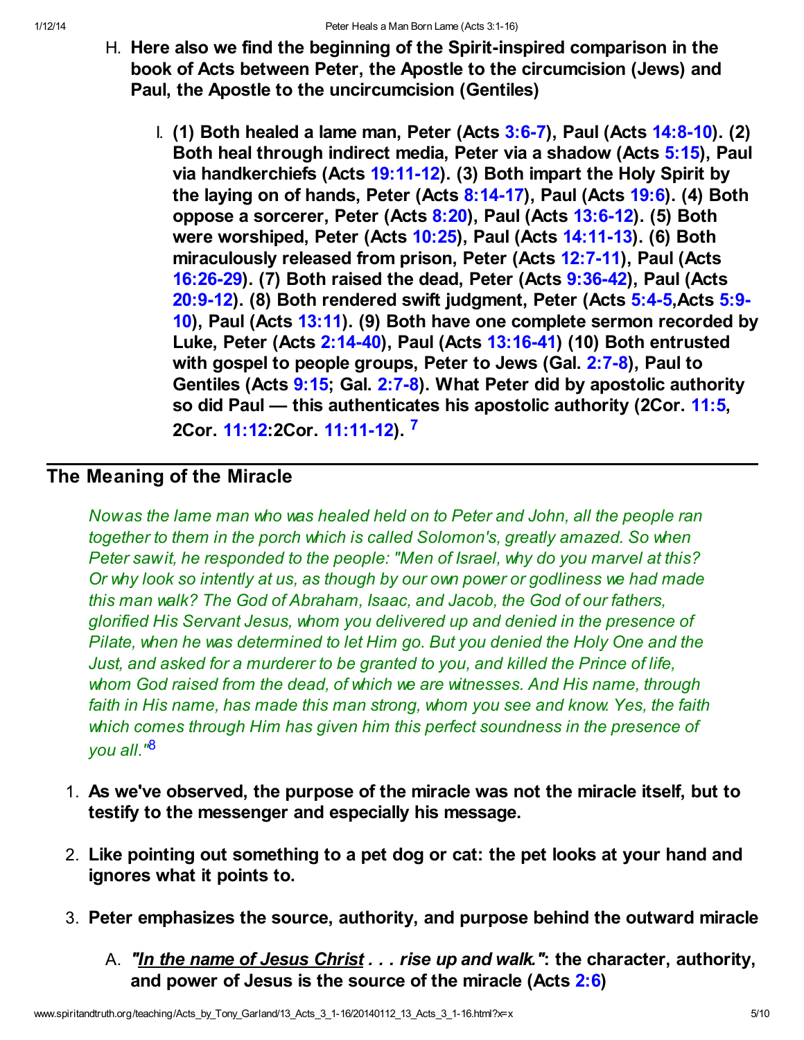H. **Here also we find the beginning of the Spirit-inspired comparison in the book of Acts between Peter, the Apostle to the circumcision (Jews) and Paul, the Apostle to the uncircumcision (Gentiles)**

    I. **(1) Both healed a lame man, Peter (Acts 3:6-7), Paul (Acts 14:8-10). (2) Both heal through indirect media, Peter via a shadow (Acts 5:15), Paul via handkerchiefs (Acts 19:11-12). (3) Both impart the Holy Spirit by the laying on of hands, Peter (Acts 8:14-17), Paul (Acts 19:6). (4) Both oppose a sorcerer, Peter (Acts 8:20), Paul (Acts 13:6-12). (5) Both were worshiped, Peter (Acts 10:25), Paul (Acts 14:11-13). (6) Both miraculously released from prison, Peter (Acts 12:7-11), Paul (Acts 16:26-29). (7) Both raised the dead, Peter (Acts 9:36-42), Paul (Acts 20:9-12). (8) Both rendered swift judgment, Peter (Acts 5:4-5,Acts 5:9-10), Paul (Acts 13:11). (9) Both have one complete sermon recorded by Luke, Peter (Acts 2:14-40), Paul (Acts 13:16-41) (10) Both entrusted with gospel to people groups, Peter to Jews (Gal. 2:7-8), Paul to Gentiles (Acts 9:15; Gal. 2:7-8). What Peter did by apostolic authority so did Paul — this authenticates his apostolic authority (2Cor. 11:5, 2Cor. 11:12:2Cor. 11:11-12).** [7]

## The Meaning of the Miracle

*Now as the lame man who was healed held on to Peter and John, all the people ran together to them in the porch which is called Solomon's, greatly amazed. So when Peter saw it, he responded to the people: "Men of Israel, why do you marvel at this? Or why look so intently at us, as though by our own power or godliness we had made this man walk? The God of Abraham, Isaac, and Jacob, the God of our fathers, glorified His Servant Jesus, whom you delivered up and denied in the presence of Pilate, when he was determined to let Him go. But you denied the Holy One and the Just, and asked for a murderer to be granted to you, and killed the Prince of life, whom God raised from the dead, of which we are witnesses. And His name, through faith in His name, has made this man strong, whom you see and know. Yes, the faith which comes through Him has given him this perfect soundness in the presence of you all."*[8]

1. **As we've observed, the purpose of the miracle was not the miracle itself, but to testify to the messenger and especially his message.**
2. **Like pointing out something to a pet dog or cat: the pet looks at your hand and ignores what it points to.**
3. **Peter emphasizes the source, authority, and purpose behind the outward miracle**

    A. ***"In the name of Jesus Christ . . . rise up and walk."*: the character, authority, and power of Jesus is the source of the miracle (Acts 2:6)**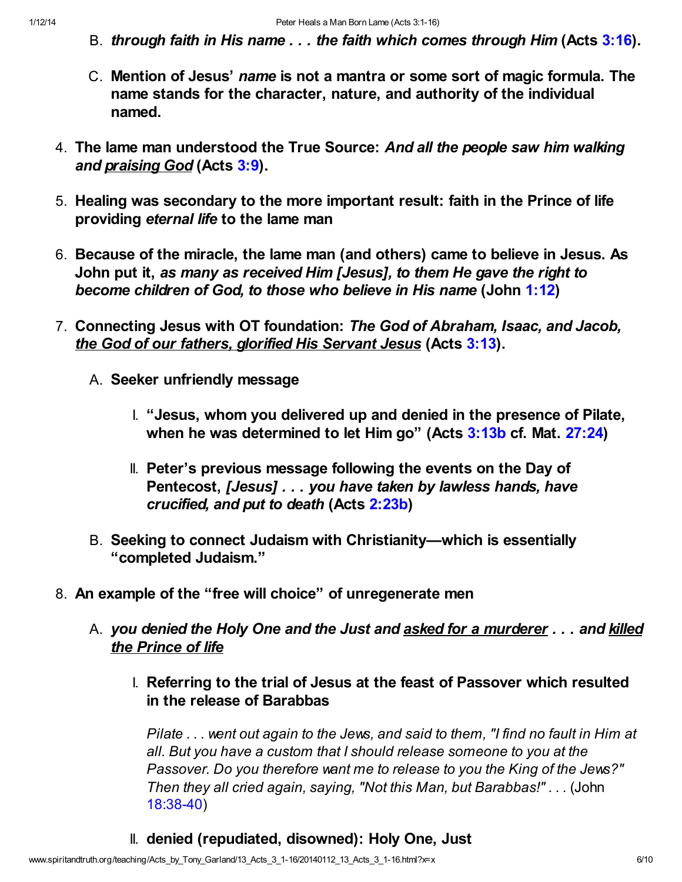B. ***through faith in His name . . . the faith which comes through Him*** **(Acts 3:16).**

C. **Mention of Jesus' *name* is not a mantra or some sort of magic formula. The name stands for the character, nature, and authority of the individual named.**

4. **The lame man understood the True Source: *And all the people saw him walking and praising God* (Acts 3:9).**

5. **Healing was secondary to the more important result: faith in the Prince of life providing *eternal life* to the lame man**

6. **Because of the miracle, the lame man (and others) came to believe in Jesus. As John put it, *as many as received Him [Jesus], to them He gave the right to become children of God, to those who believe in His name* (John 1:12)**

7. **Connecting Jesus with OT foundation: *The God of Abraham, Isaac, and Jacob, the God of our fathers, glorified His Servant Jesus* (Acts 3:13).**

   A. **Seeker unfriendly message**

      I. **"Jesus, whom you delivered up and denied in the presence of Pilate, when he was determined to let Him go" (Acts 3:13b cf. Mat. 27:24)**

      II. **Peter's previous message following the events on the Day of Pentecost, *[Jesus] . . . you have taken by lawless hands, have crucified, and put to death* (Acts 2:23b)**

   B. **Seeking to connect Judaism with Christianity—which is essentially "completed Judaism."**

8. **An example of the "free will choice" of unregenerate men**

   A. ***you denied the Holy One and the Just and asked for a murderer . . . and killed the Prince of life***

      I. **Referring to the trial of Jesus at the feast of Passover which resulted in the release of Barabbas**

         *Pilate . . . went out again to the Jews, and said to them, "I find no fault in Him at all. But you have a custom that I should release someone to you at the Passover. Do you therefore want me to release to you the King of the Jews?" Then they all cried again, saying, "Not this Man, but Barabbas!" . . .* (John 18:38-40)

      II. **denied (repudiated, disowned): Holy One, Just**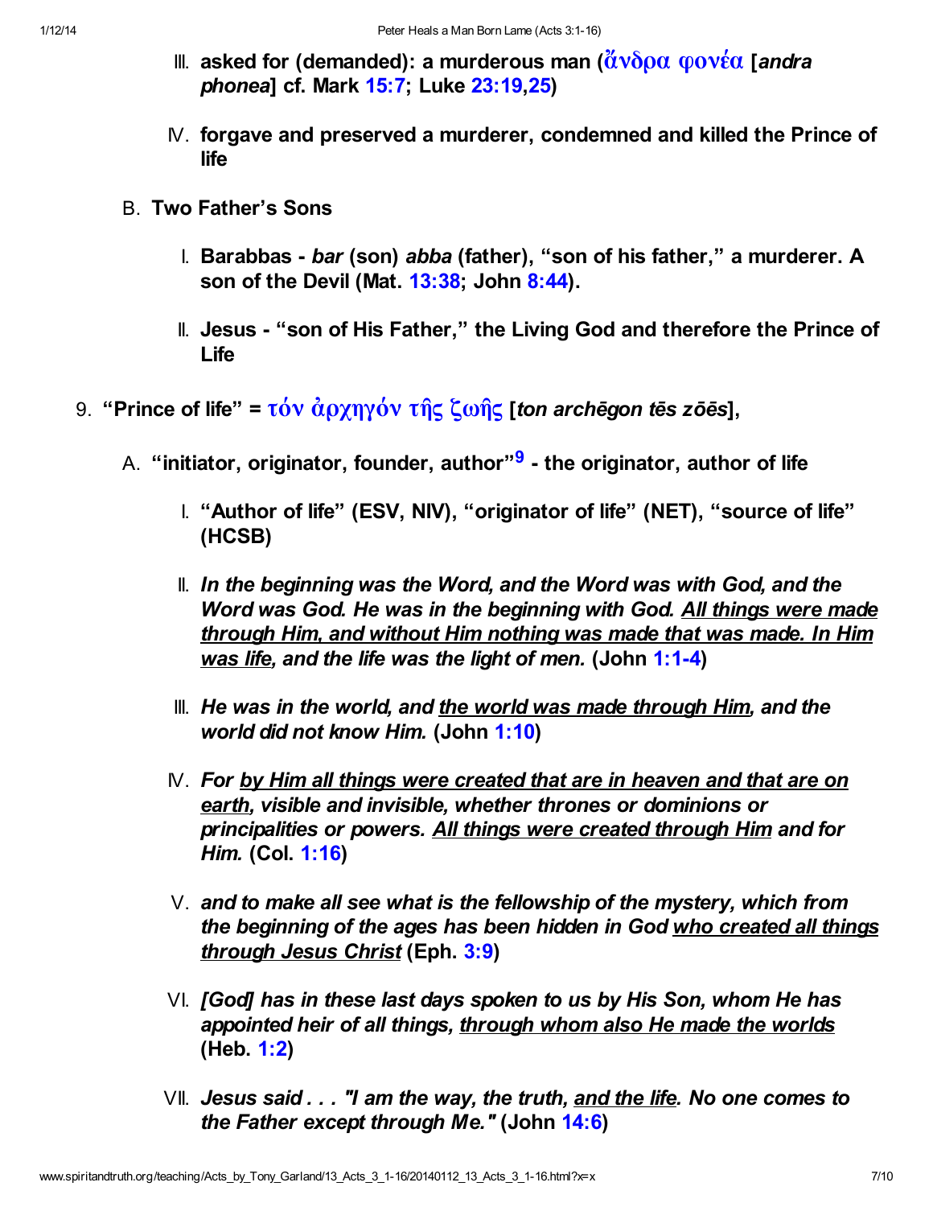III. **asked for (demanded): a murderous man (ἄνδρα φονέα [*andra phonea*] cf. Mark 15:7; Luke 23:19,25)**

IV. **forgave and preserved a murderer, condemned and killed the Prince of life**

B. **Two Father's Sons**

I. **Barabbas - *bar* (son) *abba* (father), "son of his father," a murderer. A son of the Devil (Mat. 13:38; John 8:44).**

II. **Jesus - "son of His Father," the Living God and therefore the Prince of Life**

9. **"Prince of life" = τόν ἀρχηγόν τῆς ζωῆς [*ton archēgon tēs zōēs*],**

A. **"initiator, originator, founder, author"[9] - the originator, author of life**

I. **"Author of life" (ESV, NIV), "originator of life" (NET), "source of life" (HCSB)**

II. ***In the beginning was the Word, and the Word was with God, and the Word was God. He was in the beginning with God. <u>All things were made through Him, and without Him nothing was made that was made. In Him was life</u>, and the life was the light of men.* (John 1:1-4)**

III. ***He was in the world, and <u>the world was made through Him</u>, and the world did not know Him.* (John 1:10)**

IV. ***For <u>by Him all things were created that are in heaven and that are on earth</u>, visible and invisible, whether thrones or dominions or principalities or powers. <u>All things were created through Him</u> and for Him.* (Col. 1:16)**

V. ***and to make all see what is the fellowship of the mystery, which from the beginning of the ages has been hidden in God <u>who created all things through Jesus Christ</u>* (Eph. 3:9)**

VI. ***[God] has in these last days spoken to us by His Son, whom He has appointed heir of all things, <u>through whom also He made the worlds</u>* (Heb. 1:2)**

VII. ***Jesus said . . . "I am the way, the truth, <u>and the life</u>. No one comes to the Father except through Me."* (John 14:6)**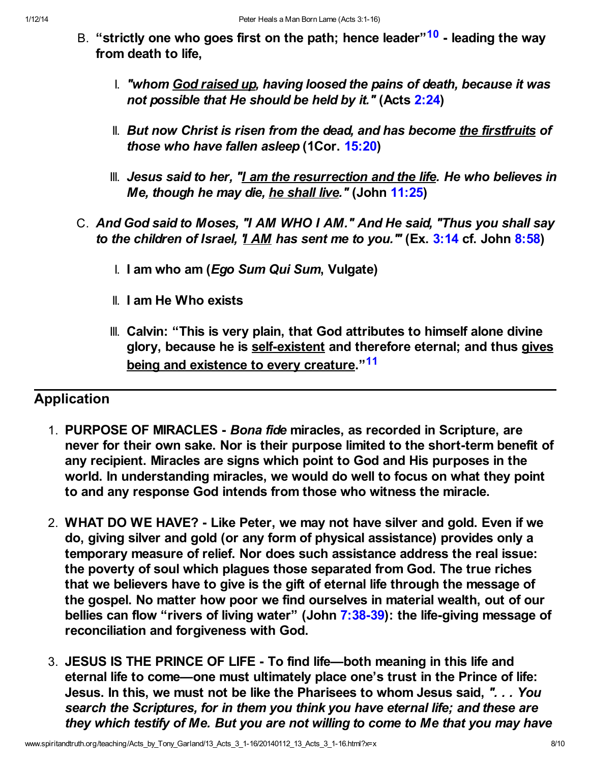B. **"strictly one who goes first on the path; hence leader"[10] - leading the way from death to life,**

   I. ***"whom <u>God raised up</u>, having loosed the pains of death, because it was not possible that He should be held by it."* (Acts 2:24)**

   II. ***But now Christ is risen from the dead, and has become <u>the firstfruits</u> of those who have fallen asleep* (1Cor. 15:20)**

   III. ***Jesus said to her, "<u>I am the resurrection and the life</u>. He who believes in Me, though he may die, <u>he shall live</u>."* (John 11:25)**

C. ***And God said to Moses, "I AM WHO I AM." And He said, "Thus you shall say to the children of Israel, '<u>I AM</u> has sent me to you.'"* (Ex. 3:14 cf. John 8:58)**

   I. **I am who am (*Ego Sum Qui Sum*, Vulgate)**

   II. **I am He Who exists**

   III. **Calvin: "This is very plain, that God attributes to himself alone divine glory, because he is <u>self-existent</u> and therefore eternal; and thus <u>gives being and existence to every creature</u>."[11]**

## Application

1. **PURPOSE OF MIRACLES - *Bona fide* miracles, as recorded in Scripture, are never for their own sake. Nor is their purpose limited to the short-term benefit of any recipient. Miracles are signs which point to God and His purposes in the world. In understanding miracles, we would do well to focus on what they point to and any response God intends from those who witness the miracle.**

2. **WHAT DO WE HAVE? - Like Peter, we may not have silver and gold. Even if we do, giving silver and gold (or any form of physical assistance) provides only a temporary measure of relief. Nor does such assistance address the real issue: the poverty of soul which plagues those separated from God. The true riches that we believers have to give is the gift of eternal life through the message of the gospel. No matter how poor we find ourselves in material wealth, out of our bellies can flow "rivers of living water" (John 7:38-39): the life-giving message of reconciliation and forgiveness with God.**

3. **JESUS IS THE PRINCE OF LIFE - To find life—both meaning in this life and eternal life to come—one must ultimately place one's trust in the Prince of life: Jesus. In this, we must not be like the Pharisees to whom Jesus said, *". . . You search the Scriptures, for in them you think you have eternal life; and these are they which testify of Me. But you are not willing to come to Me that you may have***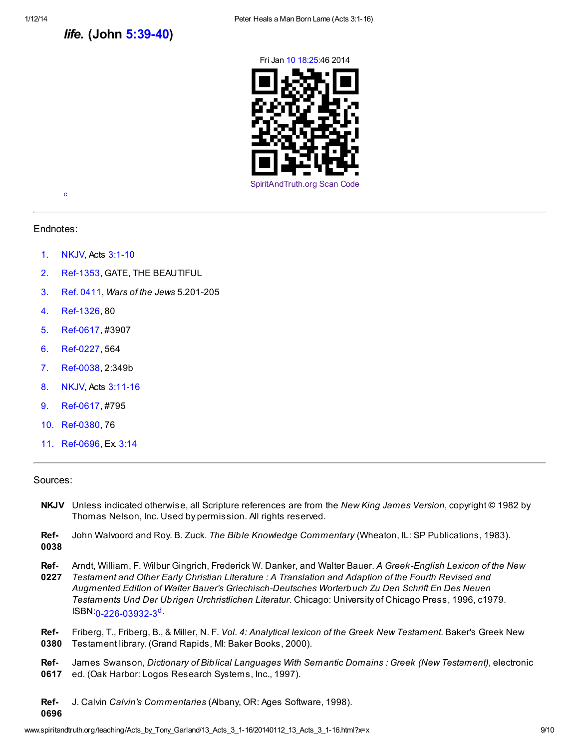***life.*** **(John 5:39-40)**

Fri Jan 10 18:25:46 2014

SpiritAndTruth.org Scan Code

c

---

Endnotes:

1. NKJV, Acts 3:1-10
2. Ref-1353, GATE, THE BEAUTIFUL
3. Ref. 0411, *Wars of the Jews* 5.201-205
4. Ref-1326, 80
5. Ref-0617, #3907
6. Ref-0227, 564
7. Ref-0038, 2:349b
8. NKJV, Acts 3:11-16
9. Ref-0617, #795
10. Ref-0380, 76
11. Ref-0696, Ex. 3:14

---

Sources:

**NKJV** Unless indicated otherwise, all Scripture references are from the *New King James Version*, copyright © 1982 by Thomas Nelson, Inc. Used by permission. All rights reserved.

**Ref-0038** John Walvoord and Roy. B. Zuck. *The Bible Knowledge Commentary* (Wheaton, IL: SP Publications, 1983).

**Ref-0227** Arndt, William, F. Wilbur Gingrich, Frederick W. Danker, and Walter Bauer. *A Greek-English Lexicon of the New Testament and Other Early Christian Literature : A Translation and Adaption of the Fourth Revised and Augmented Edition of Walter Bauer's Griechisch-Deutsches Worterbuch Zu Den Schrift En Des Neuen Testaments Und Der Ubrigen Urchristlichen Literatur*. Chicago: University of Chicago Press, 1996, c1979. ISBN:0-226-03932-3[d].

**Ref-0380** Friberg, T., Friberg, B., & Miller, N. F. *Vol. 4: Analytical lexicon of the Greek New Testament*. Baker's Greek New Testament library. (Grand Rapids, MI: Baker Books, 2000).

**Ref-0617** James Swanson, *Dictionary of Biblical Languages With Semantic Domains : Greek (New Testament)*, electronic ed. (Oak Harbor: Logos Research Systems, Inc., 1997).

**Ref-0696** J. Calvin *Calvin's Commentaries* (Albany, OR: Ages Software, 1998).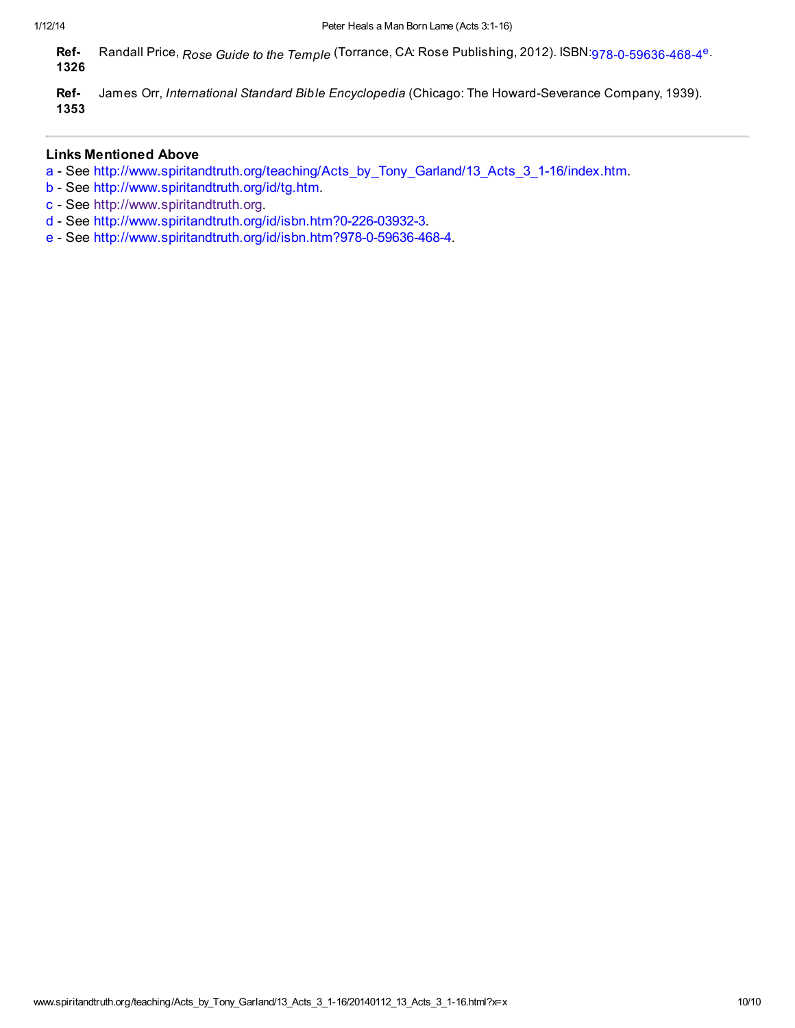**Ref-1326** Randall Price, *Rose Guide to the Temple* (Torrance, CA: Rose Publishing, 2012). ISBN:978-0-59636-468-4[e].

**Ref-1353** James Orr, *International Standard Bible Encyclopedia* (Chicago: The Howard-Severance Company, 1939).

---

### Links Mentioned Above

a - See http://www.spiritandtruth.org/teaching/Acts_by_Tony_Garland/13_Acts_3_1-16/index.htm.
b - See http://www.spiritandtruth.org/id/tg.htm.
c - See http://www.spiritandtruth.org.
d - See http://www.spiritandtruth.org/id/isbn.htm?0-226-03932-3.
e - See http://www.spiritandtruth.org/id/isbn.htm?978-0-59636-468-4.